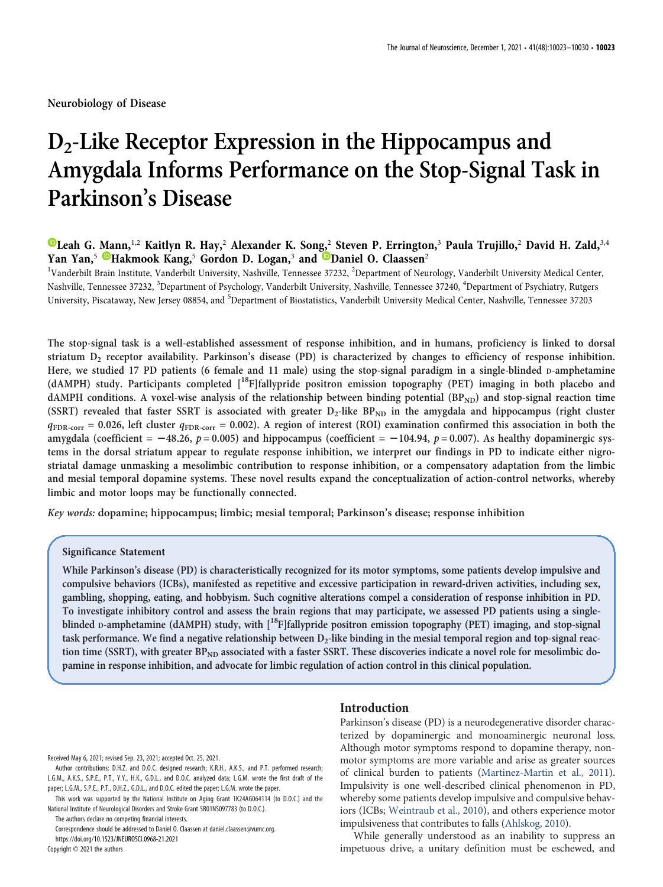Neurobiology of Disease

# $D_2$-Like Receptor Expression in the Hippocampus and Amygdala Informs Performance on the Stop-Signal Task in Parkinson's Disease

Leah G. Mann,[1,2] Kaitlyn R. Hay,[2] Alexander K. Song,[2] Steven P. Errington,[3] Paula Trujillo,[2] David H. Zald,[3,4] Yan Yan,[5] Hakmook Kang,[5] Gordon D. Logan,[3] and Daniel O. Claassen[2]

[1]Vanderbilt Brain Institute, Vanderbilt University, Nashville, Tennessee 37232, [2]Department of Neurology, Vanderbilt University Medical Center, Nashville, Tennessee 37232, [3]Department of Psychology, Vanderbilt University, Nashville, Tennessee 37240, [4]Department of Psychiatry, Rutgers University, Piscataway, New Jersey 08854, and [5]Department of Biostatistics, Vanderbilt University Medical Center, Nashville, Tennessee 37203

**The stop-signal task is a well-established assessment of response inhibition, and in humans, proficiency is linked to dorsal striatum $D_2$ receptor availability. Parkinson's disease (PD) is characterized by changes to efficiency of response inhibition. Here, we studied 17 PD patients (6 female and 11 male) using the stop-signal paradigm in a single-blinded D-amphetamine (dAMPH) study. Participants completed [$^{18}$F]fallypride positron emission topography (PET) imaging in both placebo and dAMPH conditions. A voxel-wise analysis of the relationship between binding potential ($BP_{ND}$) and stop-signal reaction time (SSRT) revealed that faster SSRT is associated with greater $D_2$-like $BP_{ND}$ in the amygdala and hippocampus (right cluster $q_{FDR\text{-}corr} = 0.026$, left cluster $q_{FDR\text{-}corr} = 0.002$). A region of interest (ROI) examination confirmed this association in both the amygdala (coefficient = −48.26, $p = 0.005$) and hippocampus (coefficient = −104.94, $p = 0.007$). As healthy dopaminergic systems in the dorsal striatum appear to regulate response inhibition, we interpret our findings in PD to indicate either nigrostriatal damage unmasking a mesolimbic contribution to response inhibition, or a compensatory adaptation from the limbic and mesial temporal dopamine systems. These novel results expand the conceptualization of action-control networks, whereby limbic and motor loops may be functionally connected.**

*Key words:* **dopamine; hippocampus; limbic; mesial temporal; Parkinson's disease; response inhibition**

## Significance Statement

While Parkinson's disease (PD) is characteristically recognized for its motor symptoms, some patients develop impulsive and compulsive behaviors (ICBs), manifested as repetitive and excessive participation in reward-driven activities, including sex, gambling, shopping, eating, and hobbyism. Such cognitive alterations compel a consideration of response inhibition in PD. To investigate inhibitory control and assess the brain regions that may participate, we assessed PD patients using a single-blinded D-amphetamine (dAMPH) study, with [$^{18}$F]fallypride positron emission topography (PET) imaging, and stop-signal task performance. We find a negative relationship between $D_2$-like binding in the mesial temporal region and top-signal reaction time (SSRT), with greater $BP_{ND}$ associated with a faster SSRT. These discoveries indicate a novel role for mesolimbic dopamine in response inhibition, and advocate for limbic regulation of action control in this clinical population.

Received May 6, 2021; revised Sep. 23, 2021; accepted Oct. 25, 2021.

Author contributions: D.H.Z. and D.O.C. designed research; K.R.H., A.K.S., and P.T. performed research; L.G.M., A.K.S., S.P.E., P.T., Y.Y., H.K., G.D.L., and D.O.C. analyzed data; L.G.M. wrote the first draft of the paper; L.G.M., S.P.E., P.T., D.H.Z., G.D.L., and D.O.C. edited the paper; L.G.M. wrote the paper.

This work was supported by the National Institute on Aging Grant 1K24AG064114 (to D.O.C.) and the National Institute of Neurological Disorders and Stroke Grant 5R01NS097783 (to D.O.C.).

The authors declare no competing financial interests.

Correspondence should be addressed to Daniel O. Claassen at daniel.claassen@vumc.org.

https://doi.org/10.1523/JNEUROSCI.0968-21.2021

Copyright © 2021 the authors

## Introduction

Parkinson's disease (PD) is a neurodegenerative disorder characterized by dopaminergic and monoaminergic neuronal loss. Although motor symptoms respond to dopamine therapy, nonmotor symptoms are more variable and arise as greater sources of clinical burden to patients (Martinez-Martin et al., 2011). Impulsivity is one well-described clinical phenomenon in PD, whereby some patients develop impulsive and compulsive behaviors (ICBs; Weintraub et al., 2010), and others experience motor impulsiveness that contributes to falls (Ahlskog, 2010).

While generally understood as an inability to suppress an impetuous drive, a unitary definition must be eschewed, and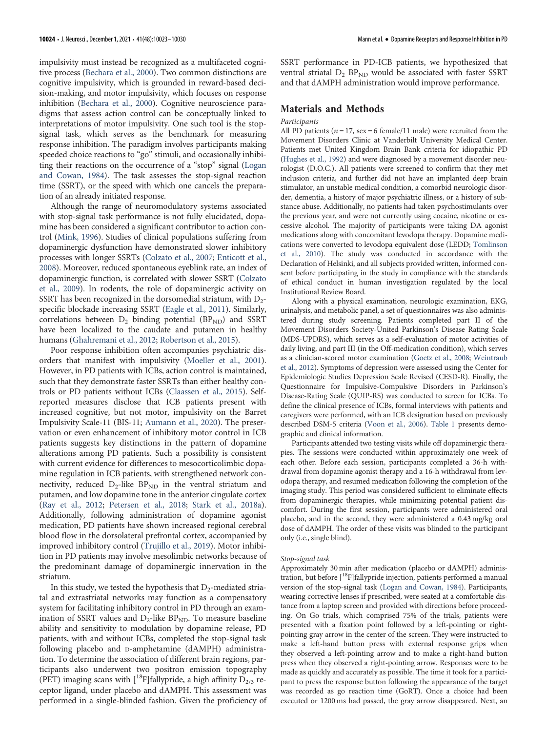impulsivity must instead be recognized as a multifaceted cognitive process (Bechara et al., 2000). Two common distinctions are cognitive impulsivity, which is grounded in reward-based decision-making, and motor impulsivity, which focuses on response inhibition (Bechara et al., 2000). Cognitive neuroscience paradigms that assess action control can be conceptually linked to interpretations of motor impulsivity. One such tool is the stop-signal task, which serves as the benchmark for measuring response inhibition. The paradigm involves participants making speeded choice reactions to "go" stimuli, and occasionally inhibiting their reactions on the occurrence of a "stop" signal (Logan and Cowan, 1984). The task assesses the stop-signal reaction time (SSRT), or the speed with which one cancels the preparation of an already initiated response.

Although the range of neuromodulatory systems associated with stop-signal task performance is not fully elucidated, dopamine has been considered a significant contributor to action control (Mink, 1996). Studies of clinical populations suffering from dopaminergic dysfunction have demonstrated slower inhibitory processes with longer SSRTs (Colzato et al., 2007; Enticott et al., 2008). Moreover, reduced spontaneous eyeblink rate, an index of dopaminergic function, is correlated with slower SSRT (Colzato et al., 2009). In rodents, the role of dopaminergic activity on SSRT has been recognized in the dorsomedial striatum, with $D_2$-specific blockade increasing SSRT (Eagle et al., 2011). Similarly, correlations between $D_2$ binding potential ($BP_{ND}$) and SSRT have been localized to the caudate and putamen in healthy humans (Ghahremani et al., 2012; Robertson et al., 2015).

Poor response inhibition often accompanies psychiatric disorders that manifest with impulsivity (Moeller et al., 2001). However, in PD patients with ICBs, action control is maintained, such that they demonstrate faster SSRTs than either healthy controls or PD patients without ICBs (Claassen et al., 2015). Self-reported measures disclose that ICB patients present with increased cognitive, but not motor, impulsivity on the Barret Impulsivity Scale-11 (BIS-11; Aumann et al., 2020). The preservation or even enhancement of inhibitory motor control in ICB patients suggests key distinctions in the pattern of dopamine alterations among PD patients. Such a possibility is consistent with current evidence for differences to mesocorticolimbic dopamine regulation in ICB patients, with strengthened network connectivity, reduced $D_2$-like $BP_{ND}$ in the ventral striatum and putamen, and low dopamine tone in the anterior cingulate cortex (Ray et al., 2012; Petersen et al., 2018; Stark et al., 2018a). Additionally, following administration of dopamine agonist medication, PD patients have shown increased regional cerebral blood flow in the dorsolateral prefrontal cortex, accompanied by improved inhibitory control (Trujillo et al., 2019). Motor inhibition in PD patients may involve mesolimbic networks because of the predominant damage of dopaminergic innervation in the striatum.

In this study, we tested the hypothesis that $D_2$-mediated striatal and extrastriatal networks may function as a compensatory system for facilitating inhibitory control in PD through an examination of SSRT values and $D_2$-like $BP_{ND}$. To measure baseline ability and sensitivity to modulation by dopamine release, PD patients, with and without ICBs, completed the stop-signal task following placebo and D-amphetamine (dAMPH) administration. To determine the association of different brain regions, participants also underwent two positron emission topography (PET) imaging scans with [$^{18}$F]fallypride, a high affinity $D_{2/3}$ receptor ligand, under placebo and dAMPH. This assessment was performed in a single-blinded fashion. Given the proficiency of SSRT performance in PD-ICB patients, we hypothesized that ventral striatal $D_2$ $BP_{ND}$ would be associated with faster SSRT and that dAMPH administration would improve performance.

## Materials and Methods

### *Participants*

All PD patients ($n = 17$, sex = 6 female/11 male) were recruited from the Movement Disorders Clinic at Vanderbilt University Medical Center. Patients met United Kingdom Brain Bank criteria for idiopathic PD (Hughes et al., 1992) and were diagnosed by a movement disorder neurologist (D.O.C.). All patients were screened to confirm that they met inclusion criteria, and further did not have an implanted deep brain stimulator, an unstable medical condition, a comorbid neurologic disorder, dementia, a history of major psychiatric illness, or a history of substance abuse. Additionally, no patients had taken psychostimulants over the previous year, and were not currently using cocaine, nicotine or excessive alcohol. The majority of participants were taking DA agonist medications along with concomitant levodopa therapy. Dopamine medications were converted to levodopa equivalent dose (LEDD; Tomlinson et al., 2010). The study was conducted in accordance with the Declaration of Helsinki, and all subjects provided written, informed consent before participating in the study in compliance with the standards of ethical conduct in human investigation regulated by the local Institutional Review Board.

Along with a physical examination, neurologic examination, EKG, urinalysis, and metabolic panel, a set of questionnaires was also administered during study screening. Patients completed part II of the Movement Disorders Society-United Parkinson's Disease Rating Scale (MDS-UPDRS), which serves as a self-evaluation of motor activities of daily living, and part III (in the Off-medication condition), which serves as a clinician-scored motor examination (Goetz et al., 2008; Weintraub et al., 2012). Symptoms of depression were assessed using the Center for Epidemiologic Studies Depression Scale Revised (CESD-R). Finally, the Questionnaire for Impulsive-Compulsive Disorders in Parkinson's Disease-Rating Scale (QUIP-RS) was conducted to screen for ICBs. To define the clinical presence of ICBs, formal interviews with patients and caregivers were performed, with an ICB designation based on previously described DSM-5 criteria (Voon et al., 2006). Table 1 presents demographic and clinical information.

Participants attended two testing visits while off dopaminergic therapies. The sessions were conducted within approximately one week of each other. Before each session, participants completed a 36-h withdrawal from dopamine agonist therapy and a 16-h withdrawal from levodopa therapy, and resumed medication following the completion of the imaging study. This period was considered sufficient to eliminate effects from dopaminergic therapies, while minimizing potential patient discomfort. During the first session, participants were administered oral placebo, and in the second, they were administered a 0.43 mg/kg oral dose of dAMPH. The order of these visits was blinded to the participant only (i.e., single blind).

### *Stop-signal task*

Approximately 30 min after medication (placebo or dAMPH) administration, but before [$^{18}$F]fallypride injection, patients performed a manual version of the stop-signal task (Logan and Cowan, 1984). Participants, wearing corrective lenses if prescribed, were seated at a comfortable distance from a laptop screen and provided with directions before proceeding. On Go trials, which comprised 75% of the trials, patients were presented with a fixation point followed by a left-pointing or right-pointing gray arrow in the center of the screen. They were instructed to make a left-hand button press with external response grips when they observed a left-pointing arrow and to make a right-hand button press when they observed a right-pointing arrow. Responses were to be made as quickly and accurately as possible. The time it took for a participant to press the response button following the appearance of the target was recorded as go reaction time (GoRT). Once a choice had been executed or 1200 ms had passed, the gray arrow disappeared. Next, an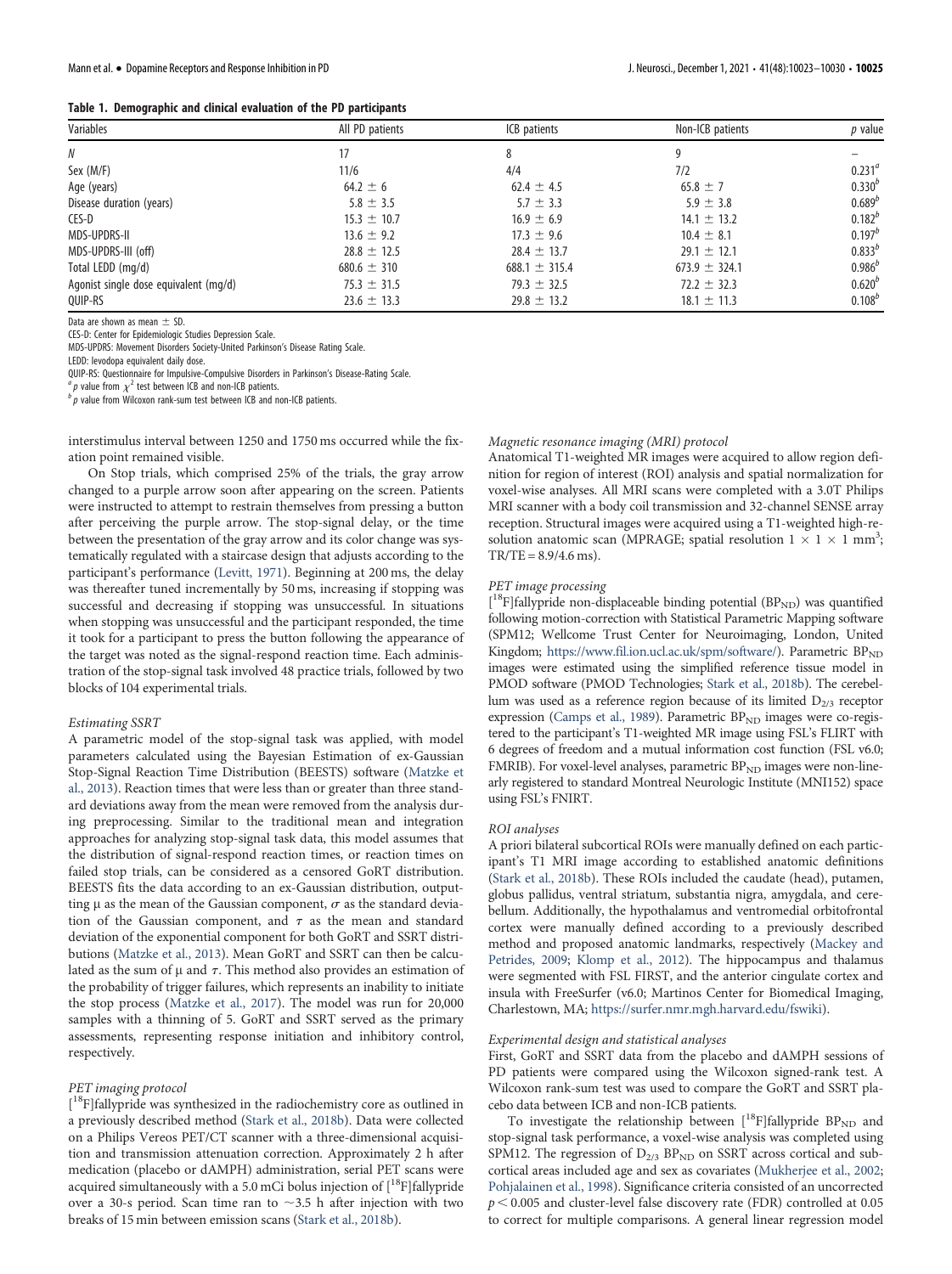**Table 1. Demographic and clinical evaluation of the PD participants**

| Variables | All PD patients | ICB patients | Non-ICB patients | *p* value |
|---|---|---|---|---|
| *N* | 17 | 8 | 9 | – |
| Sex (M/F) | 11/6 | 4/4 | 7/2 | 0.231[a] |
| Age (years) | 64.2 ± 6 | 62.4 ± 4.5 | 65.8 ± 7 | 0.330[b] |
| Disease duration (years) | 5.8 ± 3.5 | 5.7 ± 3.3 | 5.9 ± 3.8 | 0.689[b] |
| CES-D | 15.3 ± 10.7 | 16.9 ± 6.9 | 14.1 ± 13.2 | 0.182[b] |
| MDS-UPDRS-II | 13.6 ± 9.2 | 17.3 ± 9.6 | 10.4 ± 8.1 | 0.197[b] |
| MDS-UPDRS-III (off) | 28.8 ± 12.5 | 28.4 ± 13.7 | 29.1 ± 12.1 | 0.833[b] |
| Total LEDD (mg/d) | 680.6 ± 310 | 688.1 ± 315.4 | 673.9 ± 324.1 | 0.986[b] |
| Agonist single dose equivalent (mg/d) | 75.3 ± 31.5 | 79.3 ± 32.5 | 72.2 ± 32.3 | 0.620[b] |
| QUIP-RS | 23.6 ± 13.3 | 29.8 ± 13.2 | 18.1 ± 11.3 | 0.108[b] |

Data are shown as mean ± SD.
CES-D: Center for Epidemiologic Studies Depression Scale.
MDS-UPDRS: Movement Disorders Society-United Parkinson's Disease Rating Scale.
LEDD: levodopa equivalent daily dose.
QUIP-RS: Questionnaire for Impulsive-Compulsive Disorders in Parkinson's Disease-Rating Scale.
[a] *p* value from $\chi^2$ test between ICB and non-ICB patients.
[b] *p* value from Wilcoxon rank-sum test between ICB and non-ICB patients.

interstimulus interval between 1250 and 1750 ms occurred while the fixation point remained visible.

On Stop trials, which comprised 25% of the trials, the gray arrow changed to a purple arrow soon after appearing on the screen. Patients were instructed to attempt to restrain themselves from pressing a button after perceiving the purple arrow. The stop-signal delay, or the time between the presentation of the gray arrow and its color change was systematically regulated with a staircase design that adjusts according to the participant's performance (Levitt, 1971). Beginning at 200 ms, the delay was thereafter tuned incrementally by 50 ms, increasing if stopping was successful and decreasing if stopping was unsuccessful. In situations when stopping was unsuccessful and the participant responded, the time it took for a participant to press the button following the appearance of the target was noted as the signal-respond reaction time. Each administration of the stop-signal task involved 48 practice trials, followed by two blocks of 104 experimental trials.

*Estimating SSRT*

A parametric model of the stop-signal task was applied, with model parameters calculated using the Bayesian Estimation of ex-Gaussian Stop-Signal Reaction Time Distribution (BEESTS) software (Matzke et al., 2013). Reaction times that were less than or greater than three standard deviations away from the mean were removed from the analysis during preprocessing. Similar to the traditional mean and integration approaches for analyzing stop-signal task data, this model assumes that the distribution of signal-respond reaction times, or reaction times on failed stop trials, can be considered as a censored GoRT distribution. BEESTS fits the data according to an ex-Gaussian distribution, outputting $\mu$ as the mean of the Gaussian component, $\sigma$ as the standard deviation of the Gaussian component, and $\tau$ as the mean and standard deviation of the exponential component for both GoRT and SSRT distributions (Matzke et al., 2013). Mean GoRT and SSRT can then be calculated as the sum of $\mu$ and $\tau$. This method also provides an estimation of the probability of trigger failures, which represents an inability to initiate the stop process (Matzke et al., 2017). The model was run for 20,000 samples with a thinning of 5. GoRT and SSRT served as the primary assessments, representing response initiation and inhibitory control, respectively.

*PET imaging protocol*

[$^{18}$F]fallypride was synthesized in the radiochemistry core as outlined in a previously described method (Stark et al., 2018b). Data were collected on a Philips Vereos PET/CT scanner with a three-dimensional acquisition and transmission attenuation correction. Approximately 2 h after medication (placebo or dAMPH) administration, serial PET scans were acquired simultaneously with a 5.0 mCi bolus injection of [$^{18}$F]fallypride over a 30-s period. Scan time ran to ~3.5 h after injection with two breaks of 15 min between emission scans (Stark et al., 2018b).

*Magnetic resonance imaging (MRI) protocol*

Anatomical T1-weighted MR images were acquired to allow region definition for region of interest (ROI) analysis and spatial normalization for voxel-wise analyses. All MRI scans were completed with a 3.0T Philips MRI scanner with a body coil transmission and 32-channel SENSE array reception. Structural images were acquired using a T1-weighted high-resolution anatomic scan (MPRAGE; spatial resolution $1 \times 1 \times 1$ mm$^3$; TR/TE = 8.9/4.6 ms).

*PET image processing*

[$^{18}$F]fallypride non-displaceable binding potential ($BP_{ND}$) was quantified following motion-correction with Statistical Parametric Mapping software (SPM12; Wellcome Trust Center for Neuroimaging, London, United Kingdom; https://www.fil.ion.ucl.ac.uk/spm/software/). Parametric $BP_{ND}$ images were estimated using the simplified reference tissue model in PMOD software (PMOD Technologies; Stark et al., 2018b). The cerebellum was used as a reference region because of its limited $D_{2/3}$ receptor expression (Camps et al., 1989). Parametric $BP_{ND}$ images were co-registered to the participant's T1-weighted MR image using FSL's FLIRT with 6 degrees of freedom and a mutual information cost function (FSL v6.0; FMRIB). For voxel-level analyses, parametric $BP_{ND}$ images were non-linearly registered to standard Montreal Neurologic Institute (MNI152) space using FSL's FNIRT.

*ROI analyses*

A priori bilateral subcortical ROIs were manually defined on each participant's T1 MRI image according to established anatomic definitions (Stark et al., 2018b). These ROIs included the caudate (head), putamen, globus pallidus, ventral striatum, substantia nigra, amygdala, and cerebellum. Additionally, the hypothalamus and ventromedial orbitofrontal cortex were manually defined according to a previously described method and proposed anatomic landmarks, respectively (Mackey and Petrides, 2009; Klomp et al., 2012). The hippocampus and thalamus were segmented with FSL FIRST, and the anterior cingulate cortex and insula with FreeSurfer (v6.0; Martinos Center for Biomedical Imaging, Charlestown, MA; https://surfer.nmr.mgh.harvard.edu/fswiki).

*Experimental design and statistical analyses*

First, GoRT and SSRT data from the placebo and dAMPH sessions of PD patients were compared using the Wilcoxon signed-rank test. A Wilcoxon rank-sum test was used to compare the GoRT and SSRT placebo data between ICB and non-ICB patients.

To investigate the relationship between [$^{18}$F]fallypride $BP_{ND}$ and stop-signal task performance, a voxel-wise analysis was completed using SPM12. The regression of $D_{2/3}$ $BP_{ND}$ on SSRT across cortical and subcortical areas included age and sex as covariates (Mukherjee et al., 2002; Pohjalainen et al., 1998). Significance criteria consisted of an uncorrected $p < 0.005$ and cluster-level false discovery rate (FDR) controlled at 0.05 to correct for multiple comparisons. A general linear regression model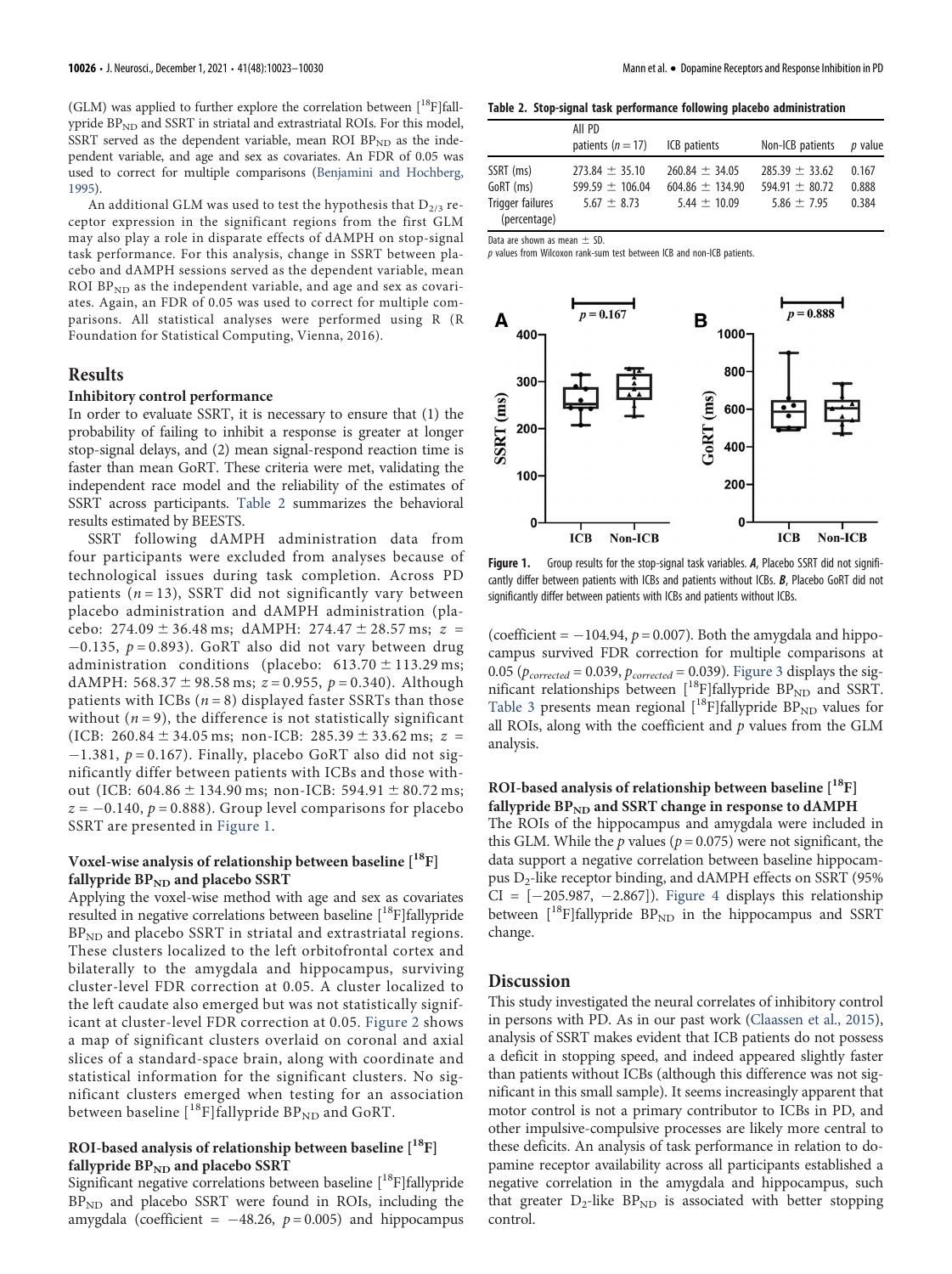(GLM) was applied to further explore the correlation between [$^{18}$F]fallypride $BP_{ND}$ and SSRT in striatal and extrastriatal ROIs. For this model, SSRT served as the dependent variable, mean ROI $BP_{ND}$ as the independent variable, and age and sex as covariates. An FDR of 0.05 was used to correct for multiple comparisons (Benjamini and Hochberg, 1995).

An additional GLM was used to test the hypothesis that $D_{2/3}$ receptor expression in the significant regions from the first GLM may also play a role in disparate effects of dAMPH on stop-signal task performance. For this analysis, change in SSRT between placebo and dAMPH sessions served as the dependent variable, mean ROI $BP_{ND}$ as the independent variable, and age and sex as covariates. Again, an FDR of 0.05 was used to correct for multiple comparisons. All statistical analyses were performed using R (R Foundation for Statistical Computing, Vienna, 2016).

## Results

### Inhibitory control performance

In order to evaluate SSRT, it is necessary to ensure that (1) the probability of failing to inhibit a response is greater at longer stop-signal delays, and (2) mean signal-respond reaction time is faster than mean GoRT. These criteria were met, validating the independent race model and the reliability of the estimates of SSRT across participants. Table 2 summarizes the behavioral results estimated by BEESTS.

SSRT following dAMPH administration data from four participants were excluded from analyses because of technological issues during task completion. Across PD patients ($n = 13$), SSRT did not significantly vary between placebo administration and dAMPH administration (placebo: $274.09 \pm 36.48$ ms; dAMPH: $274.47 \pm 28.57$ ms; $z = -0.135$, $p = 0.893$). GoRT also did not vary between drug administration conditions (placebo: $613.70 \pm 113.29$ ms; dAMPH: $568.37 \pm 98.58$ ms; $z = 0.955$, $p = 0.340$). Although patients with ICBs ($n = 8$) displayed faster SSRTs than those without ($n = 9$), the difference is not statistically significant (ICB: $260.84 \pm 34.05$ ms; non-ICB: $285.39 \pm 33.62$ ms; $z = -1.381$, $p = 0.167$). Finally, placebo GoRT also did not significantly differ between patients with ICBs and those without (ICB: $604.86 \pm 134.90$ ms; non-ICB: $594.91 \pm 80.72$ ms; $z = -0.140$, $p = 0.888$). Group level comparisons for placebo SSRT are presented in Figure 1.

### Voxel-wise analysis of relationship between baseline [$^{18}$F]fallypride $BP_{ND}$ and placebo SSRT

Applying the voxel-wise method with age and sex as covariates resulted in negative correlations between baseline [$^{18}$F]fallypride $BP_{ND}$ and placebo SSRT in striatal and extrastriatal regions. These clusters localized to the left orbitofrontal cortex and bilaterally to the amygdala and hippocampus, surviving cluster-level FDR correction at 0.05. A cluster localized to the left caudate also emerged but was not statistically significant at cluster-level FDR correction at 0.05. Figure 2 shows a map of significant clusters overlaid on coronal and axial slices of a standard-space brain, along with coordinate and statistical information for the significant clusters. No significant clusters emerged when testing for an association between baseline [$^{18}$F]fallypride $BP_{ND}$ and GoRT.

### ROI-based analysis of relationship between baseline [$^{18}$F]fallypride $BP_{ND}$ and placebo SSRT

Significant negative correlations between baseline [$^{18}$F]fallypride $BP_{ND}$ and placebo SSRT were found in ROIs, including the amygdala (coefficient = −48.26, $p = 0.005$) and hippocampus (coefficient = −104.94, $p = 0.007$). Both the amygdala and hippocampus survived FDR correction for multiple comparisons at 0.05 ($p_{corrected} = 0.039$, $p_{corrected} = 0.039$). Figure 3 displays the significant relationships between [$^{18}$F]fallypride $BP_{ND}$ and SSRT. Table 3 presents mean regional [$^{18}$F]fallypride $BP_{ND}$ values for all ROIs, along with the coefficient and $p$ values from the GLM analysis.

**Table 2. Stop-signal task performance following placebo administration**

| | All PD patients ($n = 17$) | ICB patients | Non-ICB patients | $p$ value |
|---|---|---|---|---|
| SSRT (ms) | $273.84 \pm 35.10$ | $260.84 \pm 34.05$ | $285.39 \pm 33.62$ | 0.167 |
| GoRT (ms) | $599.59 \pm 106.04$ | $604.86 \pm 134.90$ | $594.91 \pm 80.72$ | 0.888 |
| Trigger failures (percentage) | $5.67 \pm 8.73$ | $5.44 \pm 10.09$ | $5.86 \pm 7.95$ | 0.384 |

Data are shown as mean ± SD.
$p$ values from Wilcoxon rank-sum test between ICB and non-ICB patients.

**Figure 1.** Group results for the stop-signal task variables. ***A***, Placebo SSRT did not significantly differ between patients with ICBs and patients without ICBs. ***B***, Placebo GoRT did not significantly differ between patients with ICBs and patients without ICBs.

### ROI-based analysis of relationship between baseline [$^{18}$F]fallypride $BP_{ND}$ and SSRT change in response to dAMPH

The ROIs of the hippocampus and amygdala were included in this GLM. While the $p$ values ($p = 0.075$) were not significant, the data support a negative correlation between baseline hippocampus $D_2$-like receptor binding, and dAMPH effects on SSRT (95% CI = [−205.987, −2.867]). Figure 4 displays this relationship between [$^{18}$F]fallypride $BP_{ND}$ in the hippocampus and SSRT change.

## Discussion

This study investigated the neural correlates of inhibitory control in persons with PD. As in our past work (Claassen et al., 2015), analysis of SSRT makes evident that ICB patients do not possess a deficit in stopping speed, and indeed appeared slightly faster than patients without ICBs (although this difference was not significant in this small sample). It seems increasingly apparent that motor control is not a primary contributor to ICBs in PD, and other impulsive-compulsive processes are likely more central to these deficits. An analysis of task performance in relation to dopamine receptor availability across all participants established a negative correlation in the amygdala and hippocampus, such that greater $D_2$-like $BP_{ND}$ is associated with better stopping control.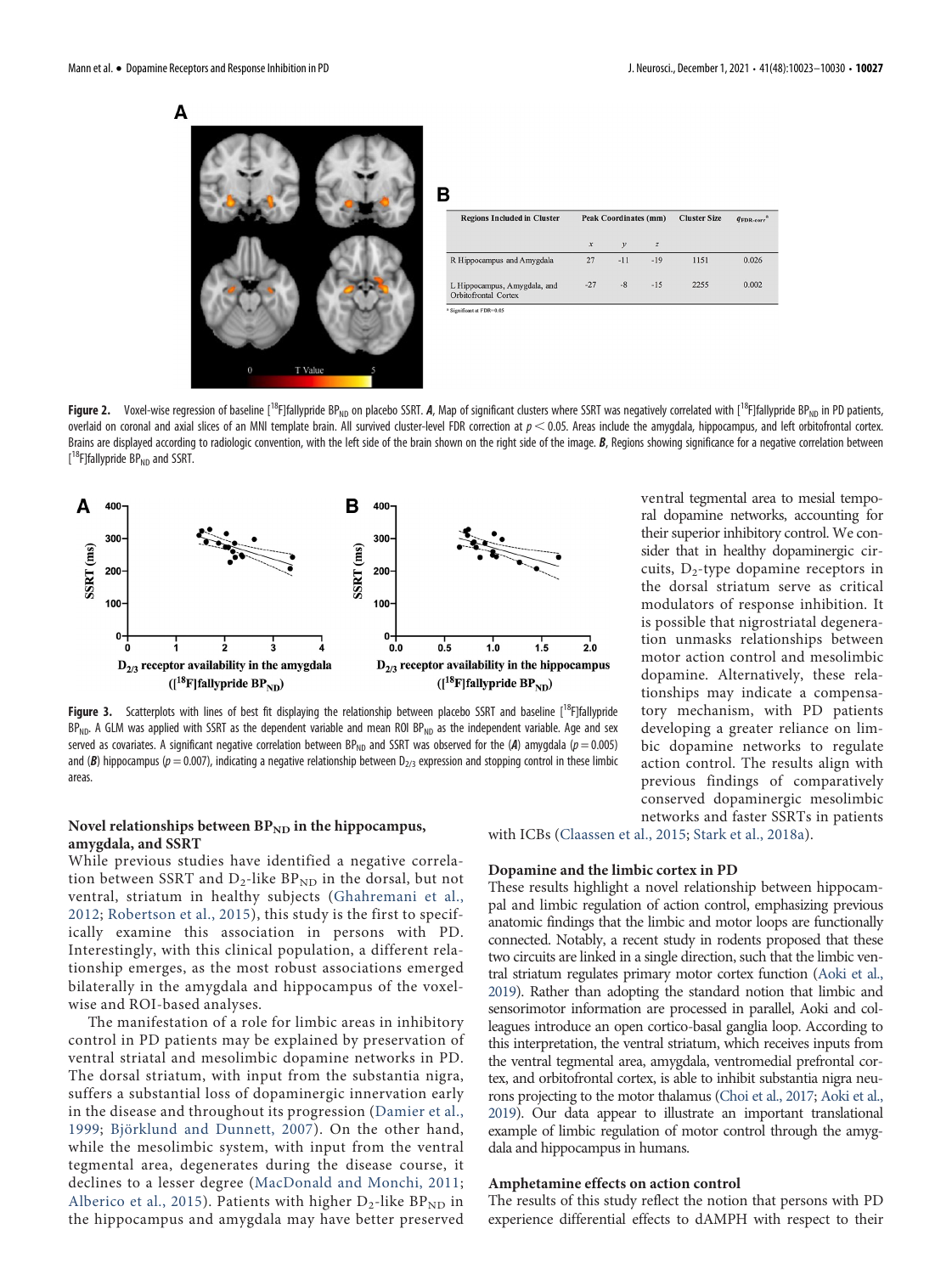| Regions Included in Cluster | Peak Coordinates (mm) | | | Cluster Size | $q_{FDR-corr}$[a] |
|---|---|---|---|---|---|
| | $x$ | $y$ | $z$ | | |
| R Hippocampus and Amygdala | 27 | -11 | -19 | 1151 | 0.026 |
| L Hippocampus, Amygdala, and Orbitofrontal Cortex | -27 | -8 | -15 | 2255 | 0.002 |

[a] Significant at FDR=0.05

**Figure 2.** Voxel-wise regression of baseline [$^{18}$F]fallypride $BP_{ND}$ on placebo SSRT. ***A***, Map of significant clusters where SSRT was negatively correlated with [$^{18}$F]fallypride $BP_{ND}$ in PD patients, overlaid on coronal and axial slices of an MNI template brain. All survived cluster-level FDR correction at $p < 0.05$. Areas include the amygdala, hippocampus, and left orbitofrontal cortex. Brains are displayed according to radiologic convention, with the left side of the brain shown on the right side of the image. ***B***, Regions showing significance for a negative correlation between [$^{18}$F]fallypride $BP_{ND}$ and SSRT.

**Figure 3.** Scatterplots with lines of best fit displaying the relationship between placebo SSRT and baseline [$^{18}$F]fallypride $BP_{ND}$. A GLM was applied with SSRT as the dependent variable and mean ROI $BP_{ND}$ as the independent variable. Age and sex served as covariates. A significant negative correlation between $BP_{ND}$ and SSRT was observed for the (***A***) amygdala ($p = 0.005$) and (***B***) hippocampus ($p = 0.007$), indicating a negative relationship between $D_{2/3}$ expression and stopping control in these limbic areas.

### Novel relationships between $BP_{ND}$ in the hippocampus, amygdala, and SSRT

While previous studies have identified a negative correlation between SSRT and $D_2$-like $BP_{ND}$ in the dorsal, but not ventral, striatum in healthy subjects (Ghahremani et al., 2012; Robertson et al., 2015), this study is the first to specifically examine this association in persons with PD. Interestingly, with this clinical population, a different relationship emerges, as the most robust associations emerged bilaterally in the amygdala and hippocampus of the voxel-wise and ROI-based analyses.

The manifestation of a role for limbic areas in inhibitory control in PD patients may be explained by preservation of ventral striatal and mesolimbic dopamine networks in PD. The dorsal striatum, with input from the substantia nigra, suffers a substantial loss of dopaminergic innervation early in the disease and throughout its progression (Damier et al., 1999; Björklund and Dunnett, 2007). On the other hand, while the mesolimbic system, with input from the ventral tegmental area, degenerates during the disease course, it declines to a lesser degree (MacDonald and Monchi, 2011; Alberico et al., 2015). Patients with higher $D_2$-like $BP_{ND}$ in the hippocampus and amygdala may have better preserved ventral tegmental area to mesial temporal dopamine networks, accounting for their superior inhibitory control. We consider that in healthy dopaminergic circuits, $D_2$-type dopamine receptors in the dorsal striatum serve as critical modulators of response inhibition. It is possible that nigrostriatal degeneration unmasks relationships between motor action control and mesolimbic dopamine. Alternatively, these relationships may indicate a compensatory mechanism, with PD patients developing a greater reliance on limbic dopamine networks to regulate action control. The results align with previous findings of comparatively conserved dopaminergic mesolimbic networks and faster SSRTs in patients with ICBs (Claassen et al., 2015; Stark et al., 2018a).

### Dopamine and the limbic cortex in PD

These results highlight a novel relationship between hippocampal and limbic regulation of action control, emphasizing previous anatomic findings that the limbic and motor loops are functionally connected. Notably, a recent study in rodents proposed that these two circuits are linked in a single direction, such that the limbic ventral striatum regulates primary motor cortex function (Aoki et al., 2019). Rather than adopting the standard notion that limbic and sensorimotor information are processed in parallel, Aoki and colleagues introduce an open cortico-basal ganglia loop. According to this interpretation, the ventral striatum, which receives inputs from the ventral tegmental area, amygdala, ventromedial prefrontal cortex, and orbitofrontal cortex, is able to inhibit substantia nigra neurons projecting to the motor thalamus (Choi et al., 2017; Aoki et al., 2019). Our data appear to illustrate an important translational example of limbic regulation of motor control through the amygdala and hippocampus in humans.

### Amphetamine effects on action control

The results of this study reflect the notion that persons with PD experience differential effects to dAMPH with respect to their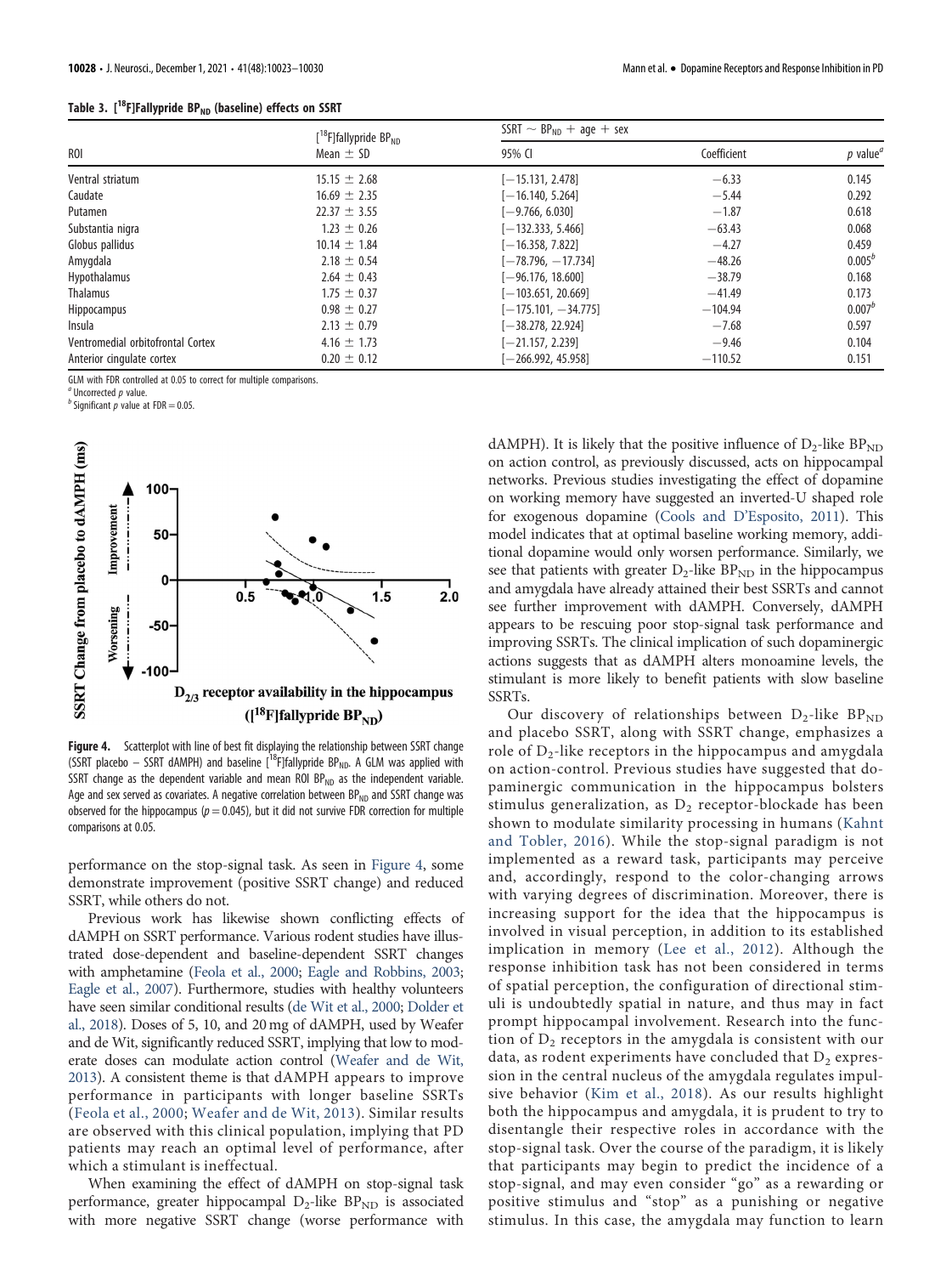**Table 3. [$^{18}$F]Fallypride $BP_{ND}$ (baseline) effects on SSRT**

| ROI | [$^{18}$F]fallypride $BP_{ND}$ Mean ± SD | SSRT ~ $BP_{ND}$ + age + sex 95% CI | Coefficient | p value[a] |
|---|---|---|---|---|
| Ventral striatum | 15.15 ± 2.68 | [−15.131, 2.478] | −6.33 | 0.145 |
| Caudate | 16.69 ± 2.35 | [−16.140, 5.264] | −5.44 | 0.292 |
| Putamen | 22.37 ± 3.55 | [−9.766, 6.030] | −1.87 | 0.618 |
| Substantia nigra | 1.23 ± 0.26 | [−132.333, 5.466] | −63.43 | 0.068 |
| Globus pallidus | 10.14 ± 1.84 | [−16.358, 7.822] | −4.27 | 0.459 |
| Amygdala | 2.18 ± 0.54 | [−78.796, −17.734] | −48.26 | 0.005[b] |
| Hypothalamus | 2.64 ± 0.43 | [−96.176, 18.600] | −38.79 | 0.168 |
| Thalamus | 1.75 ± 0.37 | [−103.651, 20.669] | −41.49 | 0.173 |
| Hippocampus | 0.98 ± 0.27 | [−175.101, −34.775] | −104.94 | 0.007[b] |
| Insula | 2.13 ± 0.79 | [−38.278, 22.924] | −7.68 | 0.597 |
| Ventromedial orbitofrontal Cortex | 4.16 ± 1.73 | [−21.157, 2.239] | −9.46 | 0.104 |
| Anterior cingulate cortex | 0.20 ± 0.12 | [−266.992, 45.958] | −110.52 | 0.151 |

GLM with FDR controlled at 0.05 to correct for multiple comparisons.
[a] Uncorrected p value.
[b] Significant p value at FDR = 0.05.

**Figure 4.** Scatterplot with line of best fit displaying the relationship between SSRT change (SSRT placebo − SSRT dAMPH) and baseline [$^{18}$F]fallypride $BP_{ND}$. A GLM was applied with SSRT change as the dependent variable and mean ROI $BP_{ND}$ as the independent variable. Age and sex served as covariates. A negative correlation between $BP_{ND}$ and SSRT change was observed for the hippocampus ($p = 0.045$), but it did not survive FDR correction for multiple comparisons at 0.05.

performance on the stop-signal task. As seen in Figure 4, some demonstrate improvement (positive SSRT change) and reduced SSRT, while others do not.

Previous work has likewise shown conflicting effects of dAMPH on SSRT performance. Various rodent studies have illustrated dose-dependent and baseline-dependent SSRT changes with amphetamine (Feola et al., 2000; Eagle and Robbins, 2003; Eagle et al., 2007). Furthermore, studies with healthy volunteers have seen similar conditional results (de Wit et al., 2000; Dolder et al., 2018). Doses of 5, 10, and 20 mg of dAMPH, used by Weafer and de Wit, significantly reduced SSRT, implying that low to moderate doses can modulate action control (Weafer and de Wit, 2013). A consistent theme is that dAMPH appears to improve performance in participants with longer baseline SSRTs (Feola et al., 2000; Weafer and de Wit, 2013). Similar results are observed with this clinical population, implying that PD patients may reach an optimal level of performance, after which a stimulant is ineffectual.

When examining the effect of dAMPH on stop-signal task performance, greater hippocampal $D_2$-like $BP_{ND}$ is associated with more negative SSRT change (worse performance with dAMPH). It is likely that the positive influence of $D_2$-like $BP_{ND}$ on action control, as previously discussed, acts on hippocampal networks. Previous studies investigating the effect of dopamine on working memory have suggested an inverted-U shaped role for exogenous dopamine (Cools and D'Esposito, 2011). This model indicates that at optimal baseline working memory, additional dopamine would only worsen performance. Similarly, we see that patients with greater $D_2$-like $BP_{ND}$ in the hippocampus and amygdala have already attained their best SSRTs and cannot see further improvement with dAMPH. Conversely, dAMPH appears to be rescuing poor stop-signal task performance and improving SSRTs. The clinical implication of such dopaminergic actions suggests that as dAMPH alters monoamine levels, the stimulant is more likely to benefit patients with slow baseline SSRTs.

Our discovery of relationships between $D_2$-like $BP_{ND}$ and placebo SSRT, along with SSRT change, emphasizes a role of $D_2$-like receptors in the hippocampus and amygdala on action-control. Previous studies have suggested that dopaminergic communication in the hippocampus bolsters stimulus generalization, as $D_2$ receptor-blockade has been shown to modulate similarity processing in humans (Kahnt and Tobler, 2016). While the stop-signal paradigm is not implemented as a reward task, participants may perceive and, accordingly, respond to the color-changing arrows with varying degrees of discrimination. Moreover, there is increasing support for the idea that the hippocampus is involved in visual perception, in addition to its established implication in memory (Lee et al., 2012). Although the response inhibition task has not been considered in terms of spatial perception, the configuration of directional stimuli is undoubtedly spatial in nature, and thus may in fact prompt hippocampal involvement. Research into the function of $D_2$ receptors in the amygdala is consistent with our data, as rodent experiments have concluded that $D_2$ expression in the central nucleus of the amygdala regulates impulsive behavior (Kim et al., 2018). As our results highlight both the hippocampus and amygdala, it is prudent to try to disentangle their respective roles in accordance with the stop-signal task. Over the course of the paradigm, it is likely that participants may begin to predict the incidence of a stop-signal, and may even consider "go" as a rewarding or positive stimulus and "stop" as a punishing or negative stimulus. In this case, the amygdala may function to learn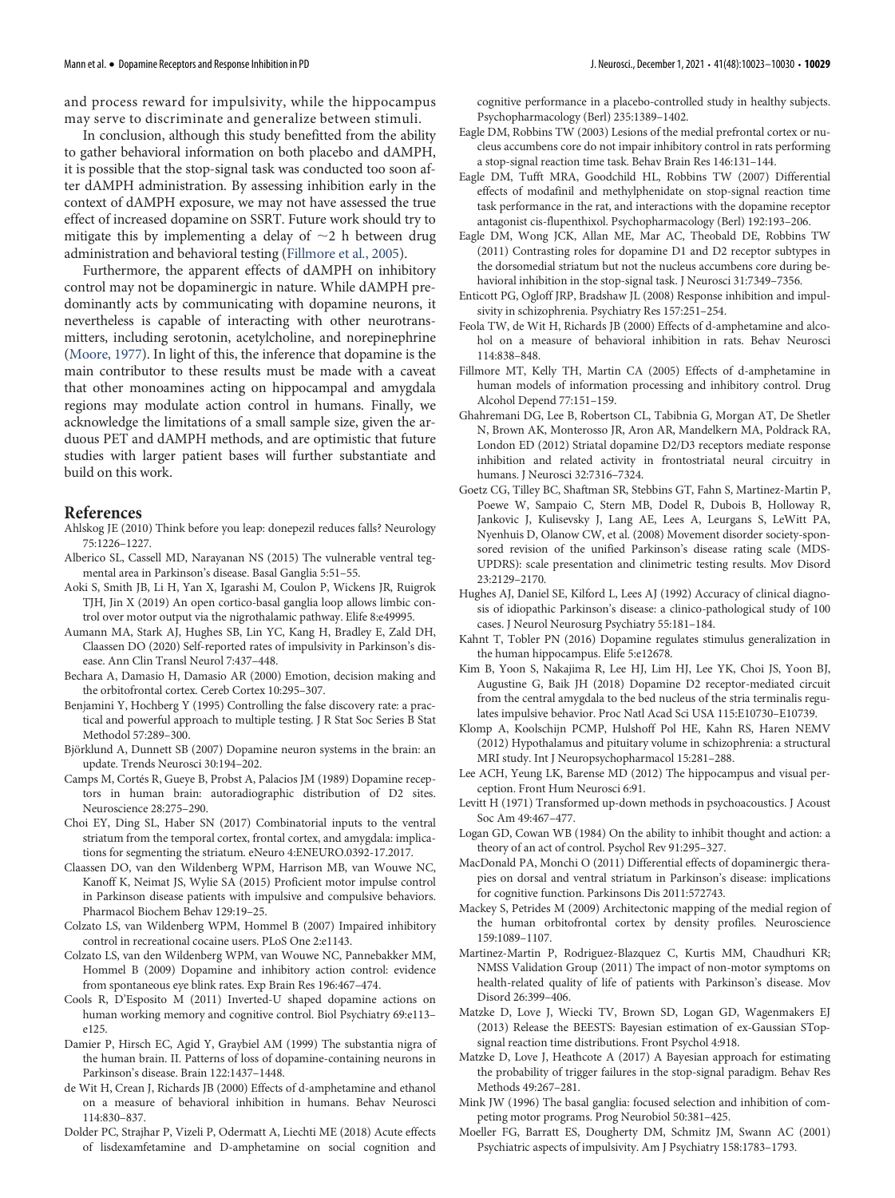and process reward for impulsivity, while the hippocampus may serve to discriminate and generalize between stimuli.

In conclusion, although this study benefitted from the ability to gather behavioral information on both placebo and dAMPH, it is possible that the stop-signal task was conducted too soon after dAMPH administration. By assessing inhibition early in the context of dAMPH exposure, we may not have assessed the true effect of increased dopamine on SSRT. Future work should try to mitigate this by implementing a delay of ∼2 h between drug administration and behavioral testing (Fillmore et al., 2005).

Furthermore, the apparent effects of dAMPH on inhibitory control may not be dopaminergic in nature. While dAMPH predominantly acts by communicating with dopamine neurons, it nevertheless is capable of interacting with other neurotransmitters, including serotonin, acetylcholine, and norepinephrine (Moore, 1977). In light of this, the inference that dopamine is the main contributor to these results must be made with a caveat that other monoamines acting on hippocampal and amygdala regions may modulate action control in humans. Finally, we acknowledge the limitations of a small sample size, given the arduous PET and dAMPH methods, and are optimistic that future studies with larger patient bases will further substantiate and build on this work.

## References

Ahlskog JE (2010) Think before you leap: donepezil reduces falls? Neurology 75:1226–1227.

Alberico SL, Cassell MD, Narayanan NS (2015) The vulnerable ventral tegmental area in Parkinson's disease. Basal Ganglia 5:51–55.

Aoki S, Smith JB, Li H, Yan X, Igarashi M, Coulon P, Wickens JR, Ruigrok TJH, Jin X (2019) An open cortico-basal ganglia loop allows limbic control over motor output via the nigrothalamic pathway. Elife 8:e49995.

Aumann MA, Stark AJ, Hughes SB, Lin YC, Kang H, Bradley E, Zald DH, Claassen DO (2020) Self-reported rates of impulsivity in Parkinson's disease. Ann Clin Transl Neurol 7:437–448.

Bechara A, Damasio H, Damasio AR (2000) Emotion, decision making and the orbitofrontal cortex. Cereb Cortex 10:295–307.

Benjamini Y, Hochberg Y (1995) Controlling the false discovery rate: a practical and powerful approach to multiple testing. J R Stat Soc Series B Stat Methodol 57:289–300.

Björklund A, Dunnett SB (2007) Dopamine neuron systems in the brain: an update. Trends Neurosci 30:194–202.

Camps M, Cortés R, Gueye B, Probst A, Palacios JM (1989) Dopamine receptors in human brain: autoradiographic distribution of D2 sites. Neuroscience 28:275–290.

Choi EY, Ding SL, Haber SN (2017) Combinatorial inputs to the ventral striatum from the temporal cortex, frontal cortex, and amygdala: implications for segmenting the striatum. eNeuro 4:ENEURO.0392-17.2017.

Claassen DO, van den Wildenberg WPM, Harrison MB, van Wouwe NC, Kanoff K, Neimat JS, Wylie SA (2015) Proficient motor impulse control in Parkinson disease patients with impulsive and compulsive behaviors. Pharmacol Biochem Behav 129:19–25.

Colzato LS, van Wildenberg WPM, Hommel B (2007) Impaired inhibitory control in recreational cocaine users. PLoS One 2:e1143.

Colzato LS, van den Wildenberg WPM, van Wouwe NC, Pannebakker MM, Hommel B (2009) Dopamine and inhibitory action control: evidence from spontaneous eye blink rates. Exp Brain Res 196:467–474.

Cools R, D'Esposito M (2011) Inverted-U shaped dopamine actions on human working memory and cognitive control. Biol Psychiatry 69:e113–e125.

Damier P, Hirsch EC, Agid Y, Graybiel AM (1999) The substantia nigra of the human brain. II. Patterns of loss of dopamine-containing neurons in Parkinson's disease. Brain 122:1437–1448.

de Wit H, Crean J, Richards JB (2000) Effects of d-amphetamine and ethanol on a measure of behavioral inhibition in humans. Behav Neurosci 114:830–837.

Dolder PC, Strajhar P, Vizeli P, Odermatt A, Liechti ME (2018) Acute effects of lisdexamfetamine and D-amphetamine on social cognition and cognitive performance in a placebo-controlled study in healthy subjects. Psychopharmacology (Berl) 235:1389–1402.

Eagle DM, Robbins TW (2003) Lesions of the medial prefrontal cortex or nucleus accumbens core do not impair inhibitory control in rats performing a stop-signal reaction time task. Behav Brain Res 146:131–144.

Eagle DM, Tufft MRA, Goodchild HL, Robbins TW (2007) Differential effects of modafinil and methylphenidate on stop-signal reaction time task performance in the rat, and interactions with the dopamine receptor antagonist cis-flupenthixol. Psychopharmacology (Berl) 192:193–206.

Eagle DM, Wong JCK, Allan ME, Mar AC, Theobald DE, Robbins TW (2011) Contrasting roles for dopamine D1 and D2 receptor subtypes in the dorsomedial striatum but not the nucleus accumbens core during behavioral inhibition in the stop-signal task. J Neurosci 31:7349–7356.

Enticott PG, Ogloff JRP, Bradshaw JL (2008) Response inhibition and impulsivity in schizophrenia. Psychiatry Res 157:251–254.

Feola TW, de Wit H, Richards JB (2000) Effects of d-amphetamine and alcohol on a measure of behavioral inhibition in rats. Behav Neurosci 114:838–848.

Fillmore MT, Kelly TH, Martin CA (2005) Effects of d-amphetamine in human models of information processing and inhibitory control. Drug Alcohol Depend 77:151–159.

Ghahremani DG, Lee B, Robertson CL, Tabibnia G, Morgan AT, De Shetler N, Brown AK, Monterosso JR, Aron AR, Mandelkern MA, Poldrack RA, London ED (2012) Striatal dopamine D2/D3 receptors mediate response inhibition and related activity in frontostriatal neural circuitry in humans. J Neurosci 32:7316–7324.

Goetz CG, Tilley BC, Shaftman SR, Stebbins GT, Fahn S, Martinez-Martin P, Poewe W, Sampaio C, Stern MB, Dodel R, Dubois B, Holloway R, Jankovic J, Kulisevsky J, Lang AE, Lees A, Leurgans S, LeWitt PA, Nyenhuis D, Olanow CW, et al. (2008) Movement disorder society-sponsored revision of the unified Parkinson's disease rating scale (MDS-UPDRS): scale presentation and clinimetric testing results. Mov Disord 23:2129–2170.

Hughes AJ, Daniel SE, Kilford L, Lees AJ (1992) Accuracy of clinical diagnosis of idiopathic Parkinson's disease: a clinico-pathological study of 100 cases. J Neurol Neurosurg Psychiatry 55:181–184.

Kahnt T, Tobler PN (2016) Dopamine regulates stimulus generalization in the human hippocampus. Elife 5:e12678.

Kim B, Yoon S, Nakajima R, Lee HJ, Lim HJ, Lee YK, Choi JS, Yoon BJ, Augustine G, Baik JH (2018) Dopamine D2 receptor-mediated circuit from the central amygdala to the bed nucleus of the stria terminalis regulates impulsive behavior. Proc Natl Acad Sci USA 115:E10730–E10739.

Klomp A, Koolschijn PCMP, Hulshoff Pol HE, Kahn RS, Haren NEMV (2012) Hypothalamus and pituitary volume in schizophrenia: a structural MRI study. Int J Neuropsychopharmacol 15:281–288.

Lee ACH, Yeung LK, Barense MD (2012) The hippocampus and visual perception. Front Hum Neurosci 6:91.

Levitt H (1971) Transformed up-down methods in psychoacoustics. J Acoust Soc Am 49:467–477.

Logan GD, Cowan WB (1984) On the ability to inhibit thought and action: a theory of an act of control. Psychol Rev 91:295–327.

MacDonald PA, Monchi O (2011) Differential effects of dopaminergic therapies on dorsal and ventral striatum in Parkinson's disease: implications for cognitive function. Parkinsons Dis 2011:572743.

Mackey S, Petrides M (2009) Architectonic mapping of the medial region of the human orbitofrontal cortex by density profiles. Neuroscience 159:1089–1107.

Martinez-Martin P, Rodriguez-Blazquez C, Kurtis MM, Chaudhuri KR; NMSS Validation Group (2011) The impact of non-motor symptoms on health-related quality of life of patients with Parkinson's disease. Mov Disord 26:399–406.

Matzke D, Love J, Wiecki TV, Brown SD, Logan GD, Wagenmakers EJ (2013) Release the BEESTS: Bayesian estimation of ex-Gaussian STop-signal reaction time distributions. Front Psychol 4:918.

Matzke D, Love J, Heathcote A (2017) A Bayesian approach for estimating the probability of trigger failures in the stop-signal paradigm. Behav Res Methods 49:267–281.

Mink JW (1996) The basal ganglia: focused selection and inhibition of competing motor programs. Prog Neurobiol 50:381–425.

Moeller FG, Barratt ES, Dougherty DM, Schmitz JM, Swann AC (2001) Psychiatric aspects of impulsivity. Am J Psychiatry 158:1783–1793.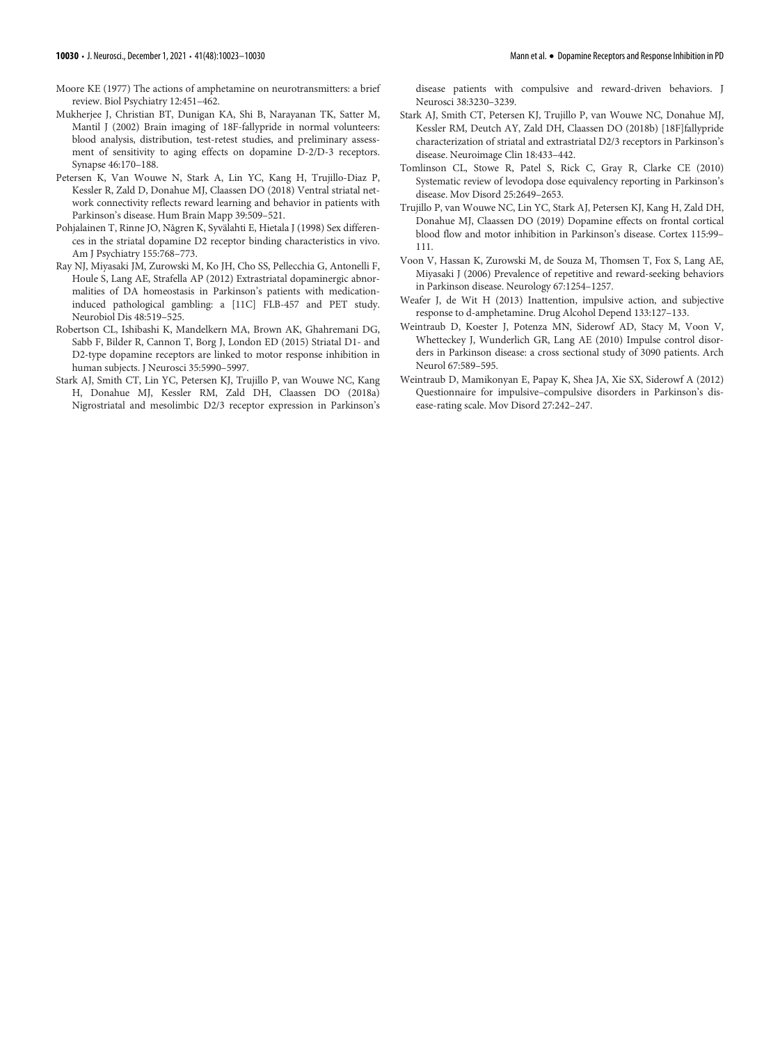Moore KE (1977) The actions of amphetamine on neurotransmitters: a brief review. Biol Psychiatry 12:451–462.

Mukherjee J, Christian BT, Dunigan KA, Shi B, Narayanan TK, Satter M, Mantil J (2002) Brain imaging of 18F-fallypride in normal volunteers: blood analysis, distribution, test-retest studies, and preliminary assessment of sensitivity to aging effects on dopamine D-2/D-3 receptors. Synapse 46:170–188.

Petersen K, Van Wouwe N, Stark A, Lin YC, Kang H, Trujillo-Diaz P, Kessler R, Zald D, Donahue MJ, Claassen DO (2018) Ventral striatal network connectivity reflects reward learning and behavior in patients with Parkinson's disease. Hum Brain Mapp 39:509–521.

Pohjalainen T, Rinne JO, Någren K, Syvälahti E, Hietala J (1998) Sex differences in the striatal dopamine D2 receptor binding characteristics in vivo. Am J Psychiatry 155:768–773.

Ray NJ, Miyasaki JM, Zurowski M, Ko JH, Cho SS, Pellecchia G, Antonelli F, Houle S, Lang AE, Strafella AP (2012) Extrastriatal dopaminergic abnormalities of DA homeostasis in Parkinson's patients with medication-induced pathological gambling: a [11C] FLB-457 and PET study. Neurobiol Dis 48:519–525.

Robertson CL, Ishibashi K, Mandelkern MA, Brown AK, Ghahremani DG, Sabb F, Bilder R, Cannon T, Borg J, London ED (2015) Striatal D1- and D2-type dopamine receptors are linked to motor response inhibition in human subjects. J Neurosci 35:5990–5997.

Stark AJ, Smith CT, Lin YC, Petersen KJ, Trujillo P, van Wouwe NC, Kang H, Donahue MJ, Kessler RM, Zald DH, Claassen DO (2018a) Nigrostriatal and mesolimbic D2/3 receptor expression in Parkinson's disease patients with compulsive and reward-driven behaviors. J Neurosci 38:3230–3239.

Stark AJ, Smith CT, Petersen KJ, Trujillo P, van Wouwe NC, Donahue MJ, Kessler RM, Deutch AY, Zald DH, Claassen DO (2018b) [18F]fallypride characterization of striatal and extrastriatal D2/3 receptors in Parkinson's disease. Neuroimage Clin 18:433–442.

Tomlinson CL, Stowe R, Patel S, Rick C, Gray R, Clarke CE (2010) Systematic review of levodopa dose equivalency reporting in Parkinson's disease. Mov Disord 25:2649–2653.

Trujillo P, van Wouwe NC, Lin YC, Stark AJ, Petersen KJ, Kang H, Zald DH, Donahue MJ, Claassen DO (2019) Dopamine effects on frontal cortical blood flow and motor inhibition in Parkinson's disease. Cortex 115:99–111.

Voon V, Hassan K, Zurowski M, de Souza M, Thomsen T, Fox S, Lang AE, Miyasaki J (2006) Prevalence of repetitive and reward-seeking behaviors in Parkinson disease. Neurology 67:1254–1257.

Weafer J, de Wit H (2013) Inattention, impulsive action, and subjective response to d-amphetamine. Drug Alcohol Depend 133:127–133.

Weintraub D, Koester J, Potenza MN, Siderowf AD, Stacy M, Voon V, Whetteckey J, Wunderlich GR, Lang AE (2010) Impulse control disorders in Parkinson disease: a cross sectional study of 3090 patients. Arch Neurol 67:589–595.

Weintraub D, Mamikonyan E, Papay K, Shea JA, Xie SX, Siderowf A (2012) Questionnaire for impulsive–compulsive disorders in Parkinson's disease-rating scale. Mov Disord 27:242–247.